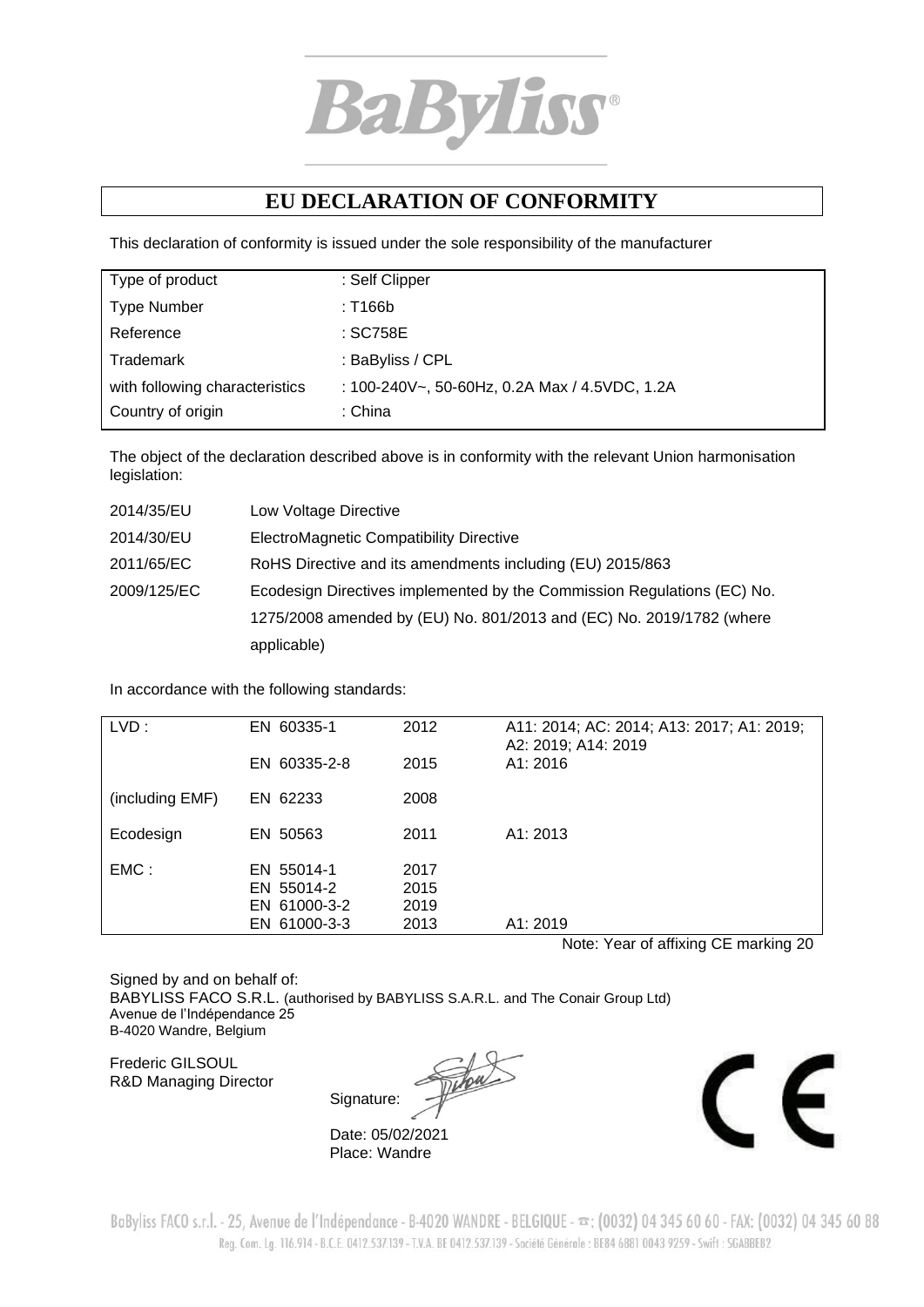BaByliss®

# EU DECLARATION OF CONFORMITY

This declaration of conformity is issued under the sole responsibility of the manufacturer

| | |
|---|---|
| Type of product | : Self Clipper |
| Type Number | : T166b |
| Reference | : SC758E |
| Trademark | : BaByliss / CPL |
| with following characteristics | : 100-240V~, 50-60Hz, 0.2A Max / 4.5VDC, 1.2A |
| Country of origin | : China |

The object of the declaration described above is in conformity with the relevant Union harmonisation legislation:

| | |
|---|---|
| 2014/35/EU | Low Voltage Directive |
| 2014/30/EU | ElectroMagnetic Compatibility Directive |
| 2011/65/EC | RoHS Directive and its amendments including (EU) 2015/863 |
| 2009/125/EC | Ecodesign Directives implemented by the Commission Regulations (EC) No. 1275/2008 amended by (EU) No. 801/2013 and (EC) No. 2019/1782 (where applicable) |

In accordance with the following standards:

| | | | |
|---|---|---|---|
| LVD : | EN 60335-1 | 2012 | A11: 2014; AC: 2014; A13: 2017; A1: 2019; A2: 2019; A14: 2019 |
| | EN 60335-2-8 | 2015 | A1: 2016 |
| (including EMF) | EN 62233 | 2008 | |
| Ecodesign | EN 50563 | 2011 | A1: 2013 |
| EMC : | EN 55014-1 | 2017 | |
| | EN 55014-2 | 2015 | |
| | EN 61000-3-2 | 2019 | |
| | EN 61000-3-3 | 2013 | A1: 2019 |

Note: Year of affixing CE marking 20

Signed by and on behalf of:
BABYLISS FACO S.R.L. (authorised by BABYLISS S.A.R.L. and The Conair Group Ltd)
Avenue de l'Indépendance 25
B-4020 Wandre, Belgium

Frederic GILSOUL
R&D Managing Director

Signature:

Date: 05/02/2021
Place: Wandre

CE

BaByliss FACO s.r.l. - 25, Avenue de l'Indépendance - B-4020 WANDRE - BELGIQUE - ☎: (0032) 04 345 60 60 - FAX: (0032) 04 345 60 88
Reg. Com. Lg. 116.914 - B.C.E. 0412.537.139 - T.V.A. BE 0412.537.139 - Société Générale : BE84 6881 0043 9259 - Swift : SGABBEB2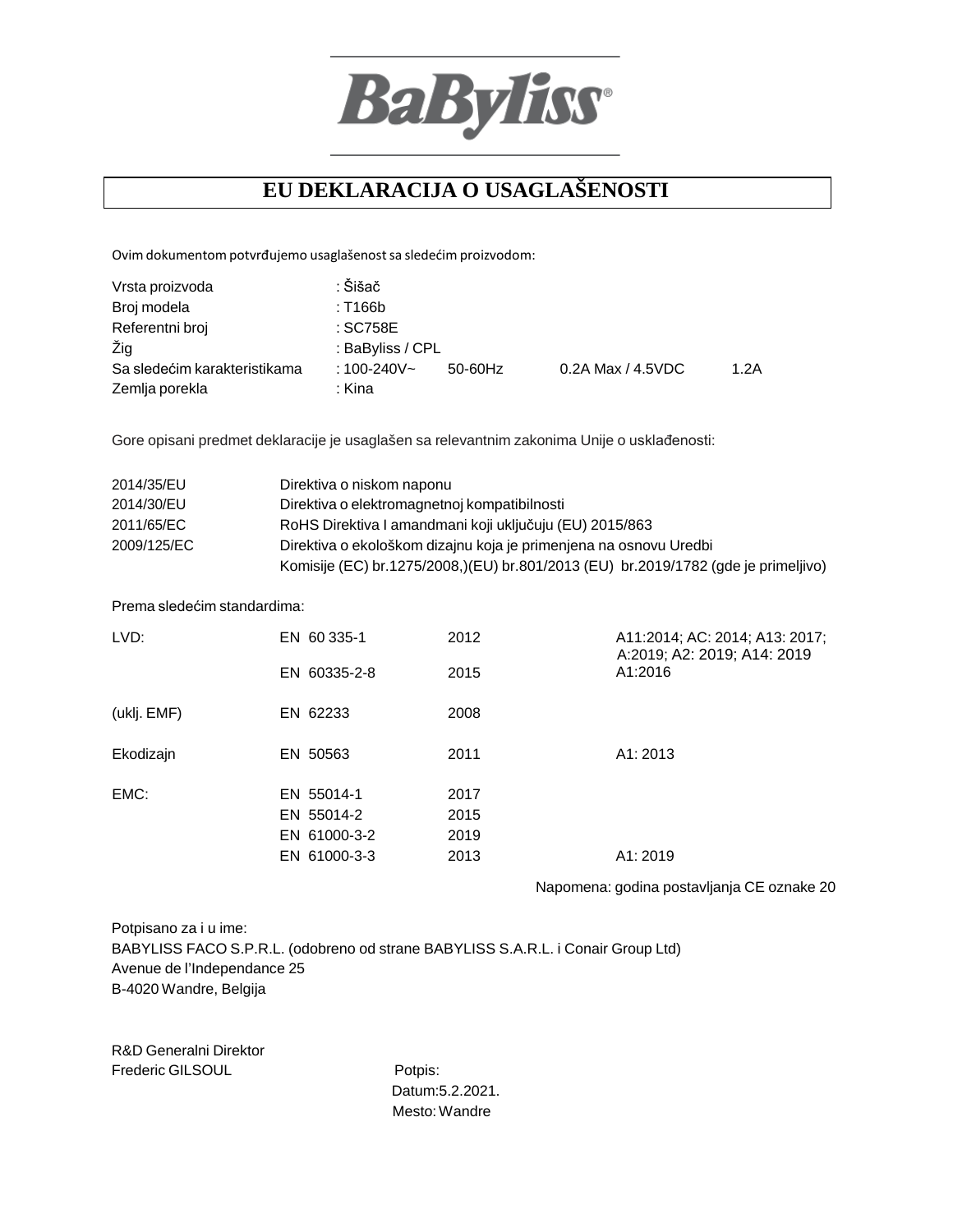BaByliss®

# EU DEKLARACIJA O USAGLAŠENOSTI

Ovim dokumentom potvrđujemo usaglašenost sa sledećim proizvodom:

| | | | | |
|---|---|---|---|---|
| Vrsta proizvoda | : Šišač | | | |
| Broj modela | : T166b | | | |
| Referentni broj | : SC758E | | | |
| Žig | : BaByliss / CPL | | | |
| Sa sledećim karakteristikama | : 100-240V~ | 50-60Hz | 0.2A Max / 4.5VDC | 1.2A |
| Zemlja porekla | : Kina | | | |

Gore opisani predmet deklaracije je usaglašen sa relevantnim zakonima Unije o usklađenosti:

| | |
|---|---|
| 2014/35/EU | Direktiva o niskom naponu |
| 2014/30/EU | Direktiva o elektromagnetnoj kompatibilnosti |
| 2011/65/EC | RoHS Direktiva I amandmani koji uključuju (EU) 2015/863 |
| 2009/125/EC | Direktiva o ekološkom dizajnu koja je primenjena na osnovu Uredbi Komisije (EC) br.1275/2008,)(EU) br.801/2013 (EU) br.2019/1782 (gde je primeljivo) |

Prema sledećim standardima:

| | | | |
|---|---|---|---|
| LVD: | EN 60 335-1 | 2012 | A11:2014; AC: 2014; A13: 2017; A:2019; A2: 2019; A14: 2019 |
| | EN 60335-2-8 | 2015 | A1:2016 |
| (uklj. EMF) | EN 62233 | 2008 | |
| Ekodizajn | EN 50563 | 2011 | A1: 2013 |
| EMC: | EN 55014-1 | 2017 | |
| | EN 55014-2 | 2015 | |
| | EN 61000-3-2 | 2019 | |
| | EN 61000-3-3 | 2013 | A1: 2019 |

Napomena: godina postavljanja CE oznake 20

Potpisano za i u ime:
BABYLISS FACO S.P.R.L. (odobreno od strane BABYLISS S.A.R.L. i Conair Group Ltd)
Avenue de l'Independance 25
B-4020 Wandre, Belgija

R&D Generalni Direktor
Frederic GILSOUL

Potpis:
Datum:5.2.2021.
Mesto: Wandre